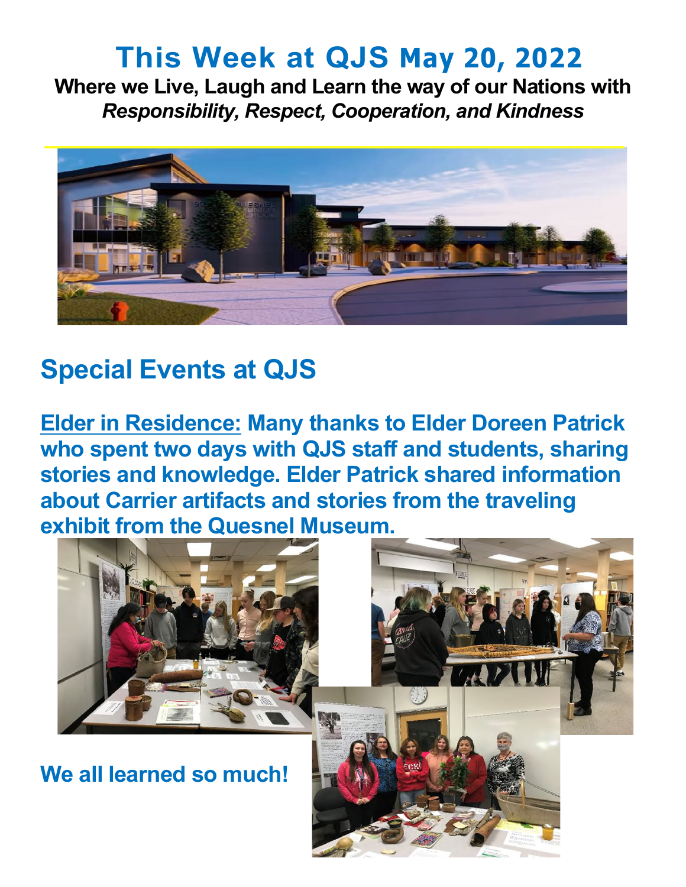# This Week at QJS May 20, 2022

**Where we Live, Laugh and Learn the way of our Nations with**
***Responsibility, Respect, Cooperation, and Kindness***

## Special Events at QJS

**Elder in Residence:** **Many thanks to Elder Doreen Patrick who spent two days with QJS staff and students, sharing stories and knowledge. Elder Patrick shared information about Carrier artifacts and stories from the traveling exhibit from the Quesnel Museum.**

**We all learned so much!**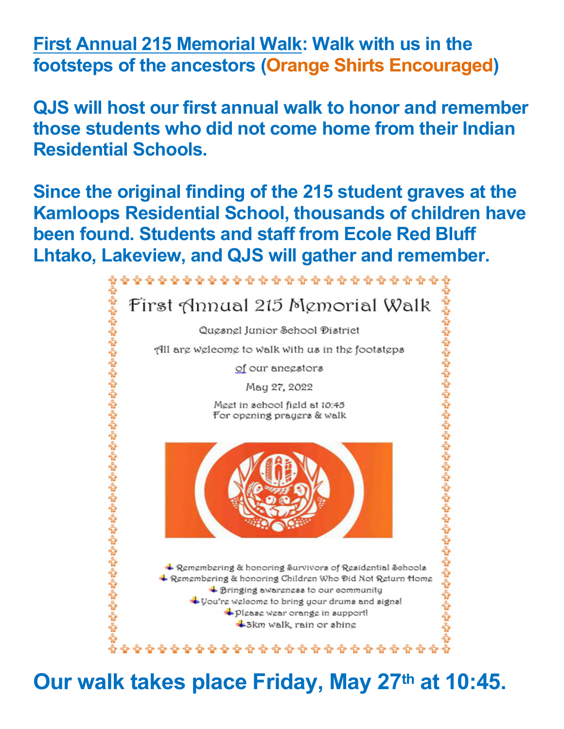**First Annual 215 Memorial Walk: Walk with us in the footsteps of the ancestors (Orange Shirts Encouraged)**

**QJS will host our first annual walk to honor and remember those students who did not come home from their Indian Residential Schools.**

**Since the original finding of the 215 student graves at the Kamloops Residential School, thousands of children have been found. Students and staff from Ecole Red Bluff Lhtako, Lakeview, and QJS will gather and remember.**

First Annual 215 Memorial Walk

Quesnel Junior School District

All are welcome to walk with us in the footsteps of our ancestors

May 27, 2022

Meet in school field at 10:45
For opening prayers & walk

- Remembering & honoring Survivors of Residential Schools
- Remembering & honoring Children Who Did Not Return Home
- Bringing awareness to our community
- You're welcome to bring your drums and signs!
- Please wear orange in support!
- 3km walk, rain or shine

**Our walk takes place Friday, May 27th at 10:45.**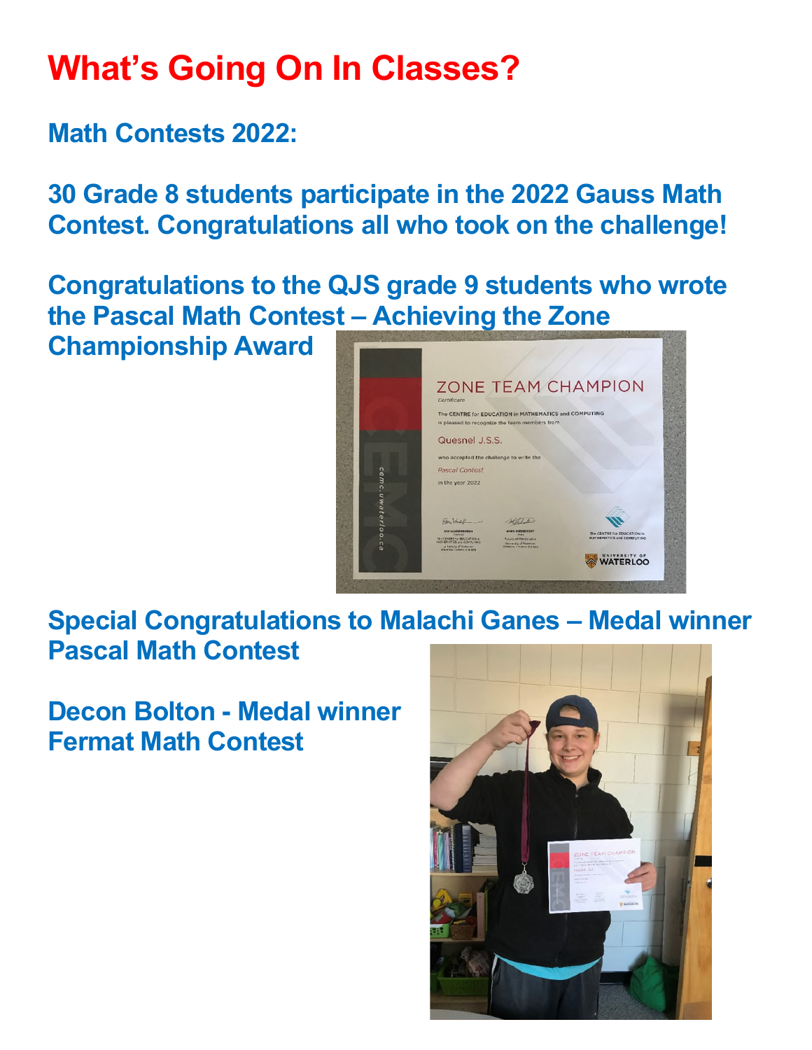# What's Going On In Classes?

## Math Contests 2022:

**30 Grade 8 students participate in the 2022 Gauss Math Contest. Congratulations all who took on the challenge!**

**Congratulations to the QJS grade 9 students who wrote the Pascal Math Contest – Achieving the Zone Championship Award**

**Special Congratulations to Malachi Ganes – Medal winner Pascal Math Contest**

**Decon Bolton - Medal winner Fermat Math Contest**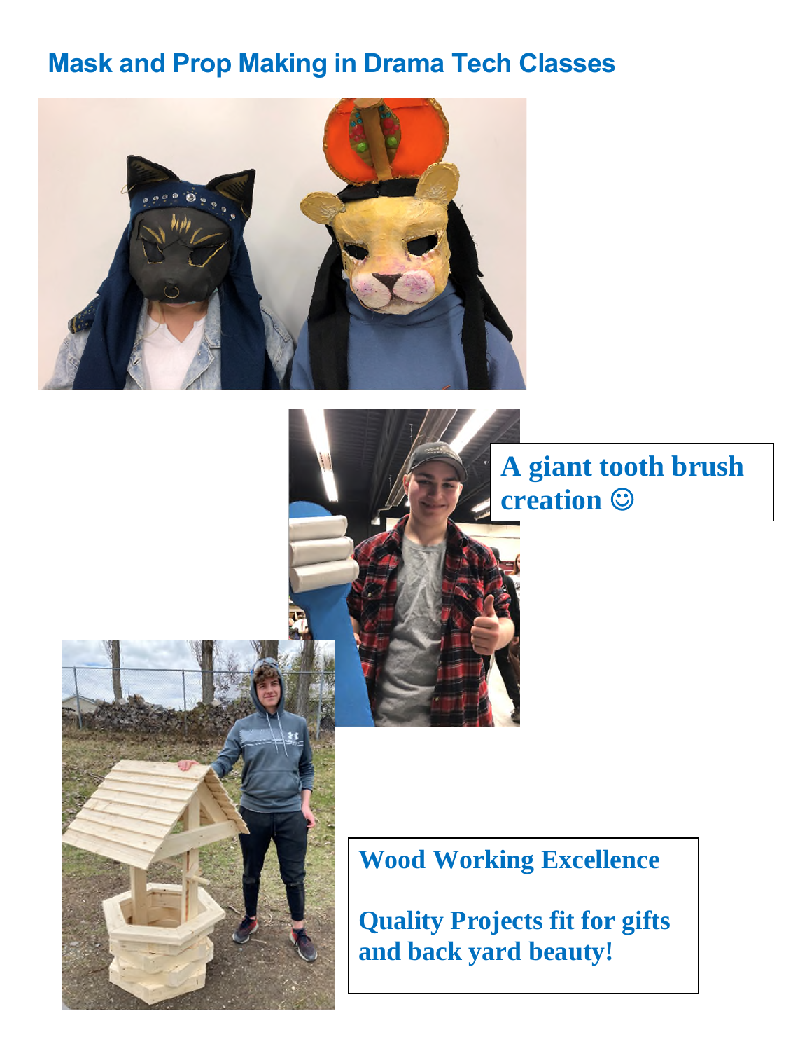## Mask and Prop Making in Drama Tech Classes

**A giant tooth brush creation ☺**

**Wood Working Excellence**

**Quality Projects fit for gifts and back yard beauty!**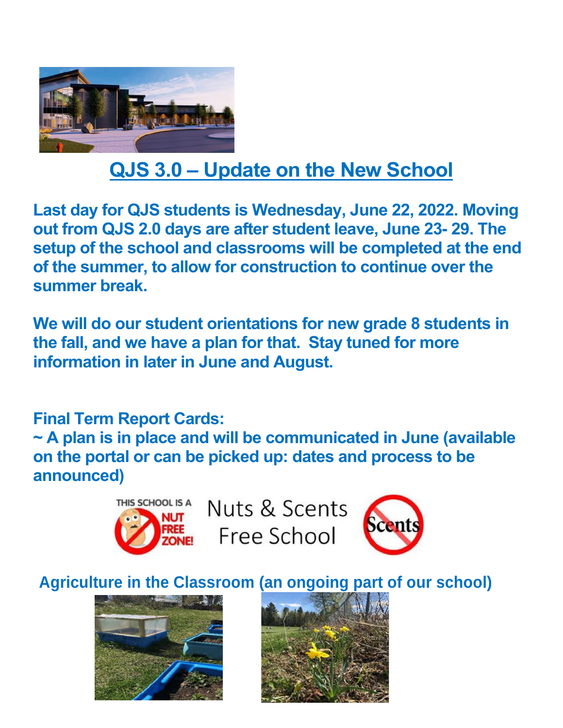## QJS 3.0 – Update on the New School

**Last day for QJS students is Wednesday, June 22, 2022. Moving out from QJS 2.0 days are after student leave, June 23- 29. The setup of the school and classrooms will be completed at the end of the summer, to allow for construction to continue over the summer break.**

**We will do our student orientations for new grade 8 students in the fall, and we have a plan for that. Stay tuned for more information in later in June and August.**

**Final Term Report Cards:**

**~ A plan is in place and will be communicated in June (available on the portal or can be picked up: dates and process to be announced)**

THIS SCHOOL IS A NUT FREE ZONE!

Nuts & Scents Free School

Scents

**Agriculture in the Classroom (an ongoing part of our school)**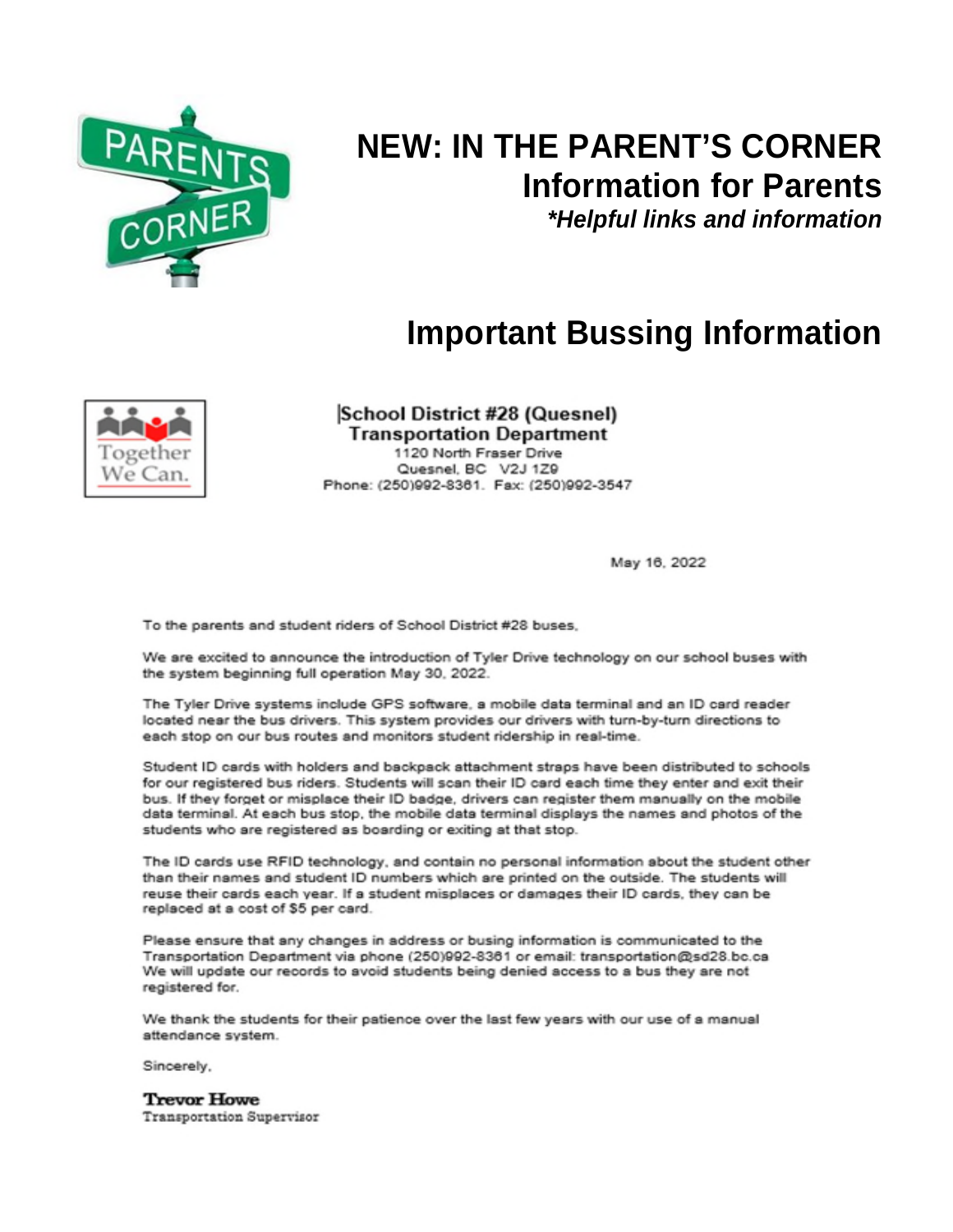# NEW: IN THE PARENT'S CORNER

## Information for Parents

***Helpful links and information**

# Important Bussing Information

**School District #28 (Quesnel)**
**Transportation Department**
1120 North Fraser Drive
Quesnel, BC V2J 1Z9
Phone: (250)992-8361. Fax: (250)992-3547

May 16, 2022

To the parents and student riders of School District #28 buses,

We are excited to announce the introduction of Tyler Drive technology on our school buses with the system beginning full operation May 30, 2022.

The Tyler Drive systems include GPS software, a mobile data terminal and an ID card reader located near the bus drivers. This system provides our drivers with turn-by-turn directions to each stop on our bus routes and monitors student ridership in real-time.

Student ID cards with holders and backpack attachment straps have been distributed to schools for our registered bus riders. Students will scan their ID card each time they enter and exit their bus. If they forget or misplace their ID badge, drivers can register them manually on the mobile data terminal. At each bus stop, the mobile data terminal displays the names and photos of the students who are registered as boarding or exiting at that stop.

The ID cards use RFID technology, and contain no personal information about the student other than their names and student ID numbers which are printed on the outside. The students will reuse their cards each year. If a student misplaces or damages their ID cards, they can be replaced at a cost of $5 per card.

Please ensure that any changes in address or busing information is communicated to the Transportation Department via phone (250)992-8361 or email: transportation@sd28.bc.ca We will update our records to avoid students being denied access to a bus they are not registered for.

We thank the students for their patience over the last few years with our use of a manual attendance system.

Sincerely,

**Trevor Howe**
Transportation Supervisor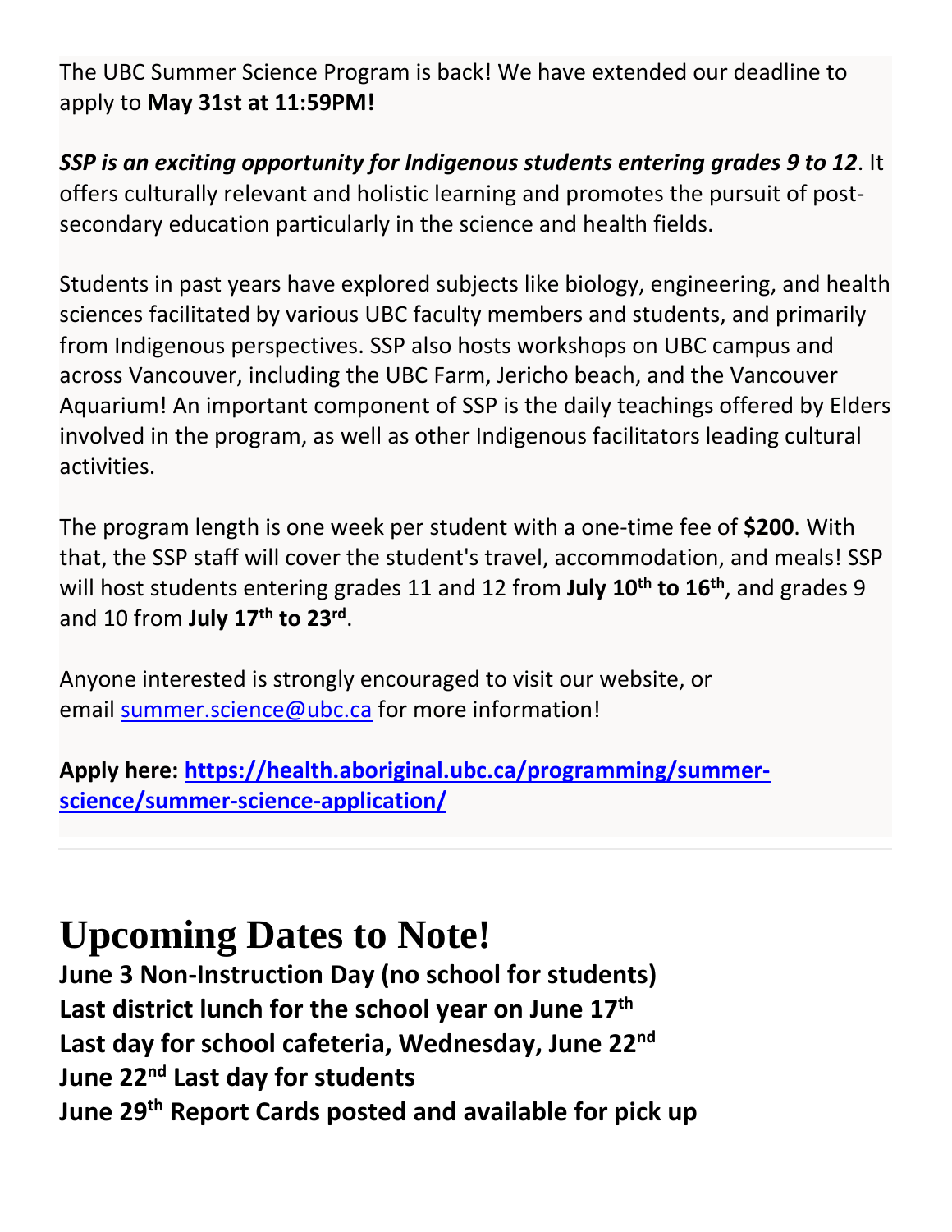The UBC Summer Science Program is back! We have extended our deadline to apply to **May 31st at 11:59PM!**

***SSP is an exciting opportunity for Indigenous students entering grades 9 to 12***. It offers culturally relevant and holistic learning and promotes the pursuit of post-secondary education particularly in the science and health fields.

Students in past years have explored subjects like biology, engineering, and health sciences facilitated by various UBC faculty members and students, and primarily from Indigenous perspectives. SSP also hosts workshops on UBC campus and across Vancouver, including the UBC Farm, Jericho beach, and the Vancouver Aquarium! An important component of SSP is the daily teachings offered by Elders involved in the program, as well as other Indigenous facilitators leading cultural activities.

The program length is one week per student with a one-time fee of **$200**. With that, the SSP staff will cover the student's travel, accommodation, and meals! SSP will host students entering grades 11 and 12 from **July 10th to 16th**, and grades 9 and 10 from **July 17th to 23rd**.

Anyone interested is strongly encouraged to visit our website, or email summer.science@ubc.ca for more information!

**Apply here: https://health.aboriginal.ubc.ca/programming/summer-science/summer-science-application/**

---

# Upcoming Dates to Note!

**June 3 Non-Instruction Day (no school for students)**
**Last district lunch for the school year on June 17th**
**Last day for school cafeteria, Wednesday, June 22nd**
**June 22nd Last day for students**
**June 29th Report Cards posted and available for pick up**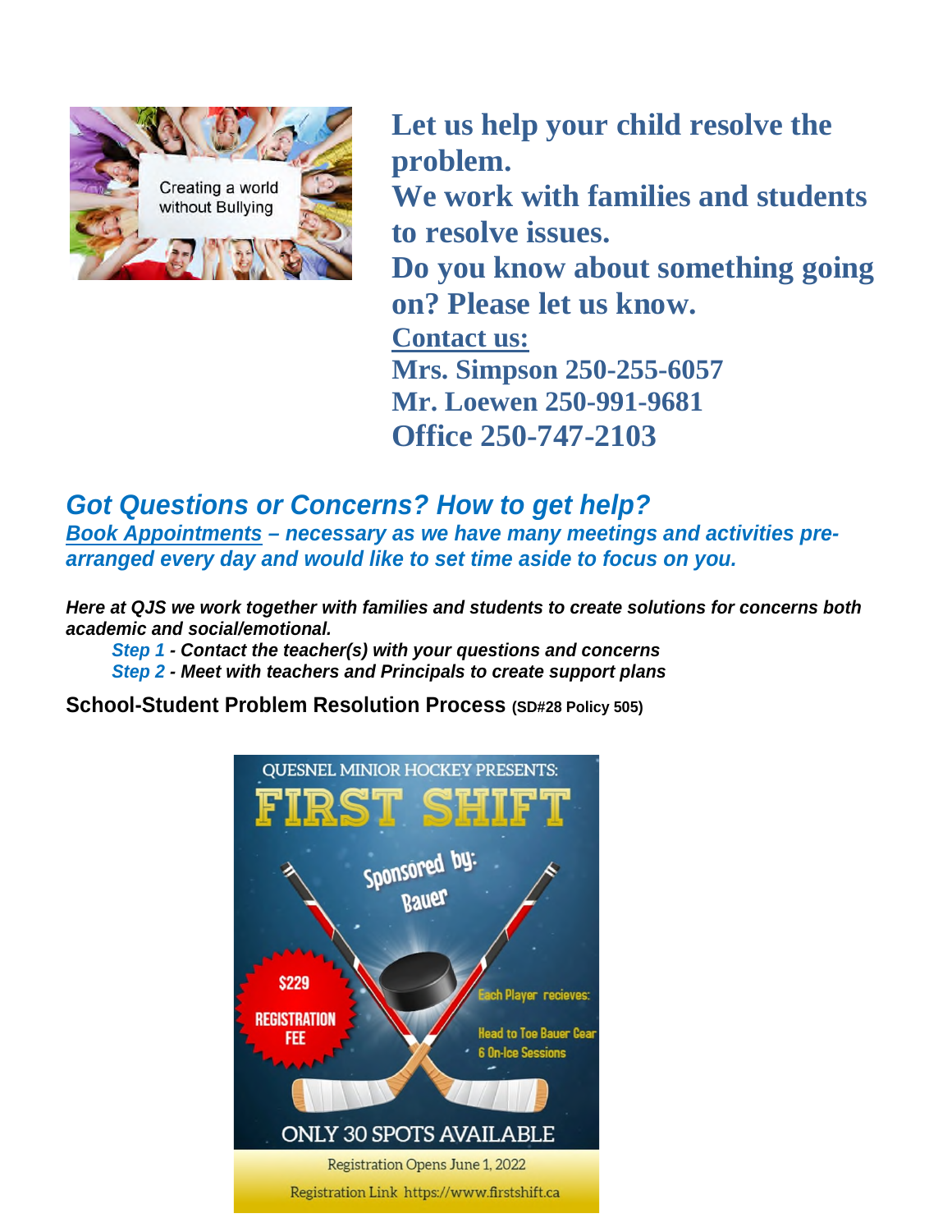**Let us help your child resolve the problem.**
**We work with families and students to resolve issues.**
**Do you know about something going on? Please let us know.**

**Contact us:**
**Mrs. Simpson 250-255-6057**
**Mr. Loewen 250-991-9681**
**Office 250-747-2103**

## *Got Questions or Concerns? How to get help?*

***Book Appointments – necessary as we have many meetings and activities pre-arranged every day and would like to set time aside to focus on you.***

***Here at QJS we work together with families and students to create solutions for concerns both academic and social/emotional.***

- ***Step 1 - Contact the teacher(s) with your questions and concerns***
- ***Step 2 - Meet with teachers and Principals to create support plans***

**School-Student Problem Resolution Process (SD#28 Policy 505)**